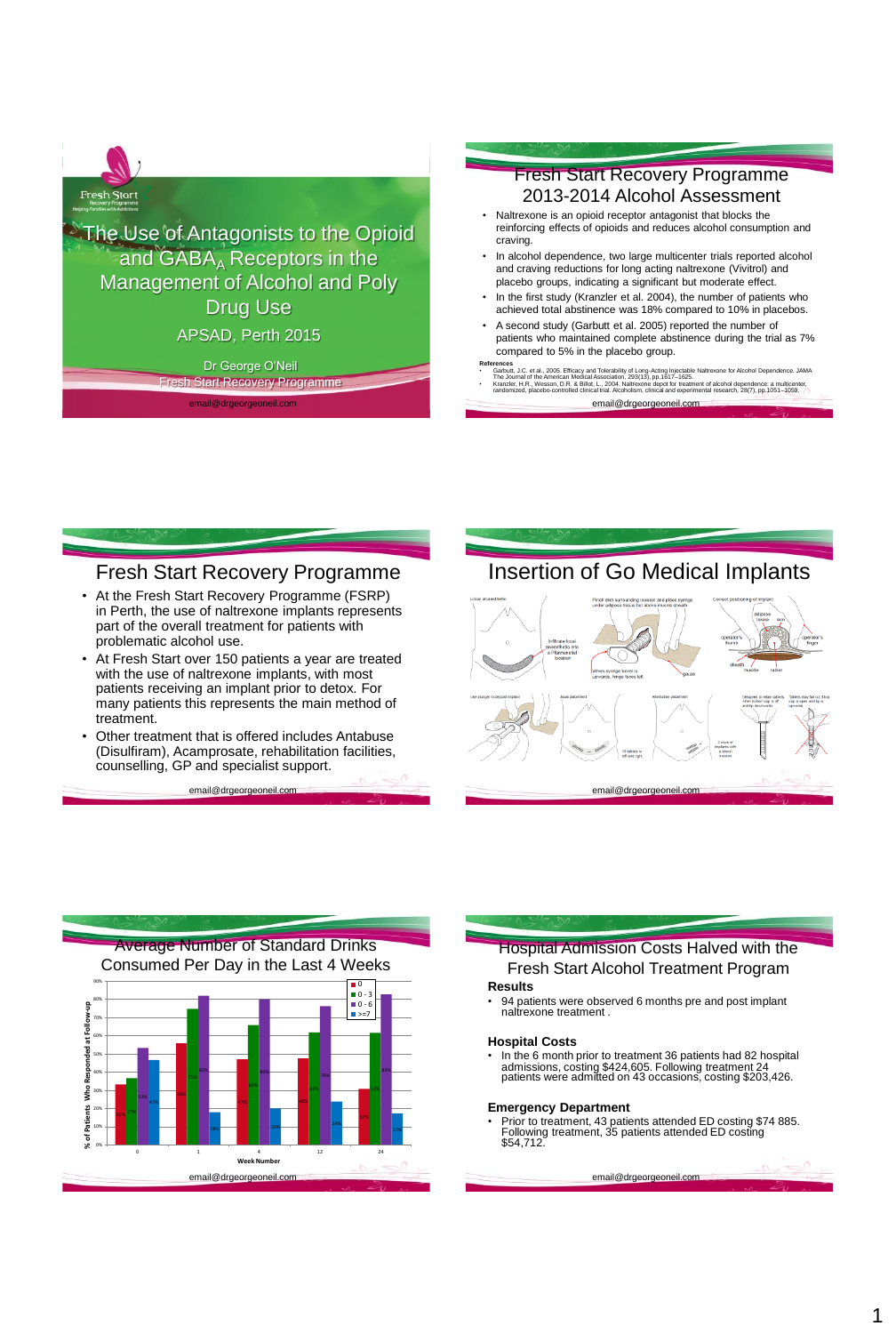# The Use of Antagonists to the Opioid and $GABA_A$ Receptors in the Management of Alcohol and Poly Drug Use

APSAD, Perth 2015

Dr George O'Neil
Fresh Start Recovery Programme

email@drgeorgeoneil.com

## Fresh Start Recovery Programme 2013-2014 Alcohol Assessment

- Naltrexone is an opioid receptor antagonist that blocks the reinforcing effects of opioids and reduces alcohol consumption and craving.
- In alcohol dependence, two large multicenter trials reported alcohol and craving reductions for long acting naltrexone (Vivitrol) and placebo groups, indicating a significant but moderate effect.
- In the first study (Kranzler et al. 2004), the number of patients who achieved total abstinence was 18% compared to 10% in placebos.
- A second study (Garbutt et al. 2005) reported the number of patients who maintained complete abstinence during the trial as 7% compared to 5% in the placebo group.

**References**

- Garbutt, J.C. et al., 2005. Efficacy and Tolerability of Long-Acting Injectable Naltrexone for Alcohol Dependence. JAMA The Journal of the American Medical Association, 293(13), pp.1617–1625.
- Kranzler, H.R., Wesson, D.R. & Billot, L., 2004. Naltrexone depot for treatment of alcohol dependence: a multicenter, randomized, placebo-controlled clinical trial. Alcoholism, clinical and experimental research, 28(7), pp.1051–1059.

email@drgeorgeoneil.com

## Fresh Start Recovery Programme

- At the Fresh Start Recovery Programme (FSRP) in Perth, the use of naltrexone implants represents part of the overall treatment for patients with problematic alcohol use.
- At Fresh Start over 150 patients a year are treated with the use of naltrexone implants, with most patients receiving an implant prior to detox. For many patients this represents the main method of treatment.
- Other treatment that is offered includes Antabuse (Disulfiram), Acamprosate, rehabilitation facilities, counselling, GP and specialist support.

email@drgeorgeoneil.com

## Insertion of Go Medical Implants

email@drgeorgeoneil.com

## Average Number of Standard Drinks Consumed Per Day in the Last 4 Weeks

| Week Number | 0 | 0 - 3 | 0 - 6 | >=7 |
|---|---|---|---|---|
| 0 | 33% | 37% | 53% | 47% |
| 1 | 56% | 75% | 82% | 18% |
| 4 | 47% | 66% | 80% | 20% |
| 12 | 48% | 62% | 76% | 24% |
| 24 | 31% | 62% | 83% | 17% |

% of Patients Who Responded at Follow-up

email@drgeorgeoneil.com

## Hospital Admission Costs Halved with the Fresh Start Alcohol Treatment Program

### Results

- 94 patients were observed 6 months pre and post implant naltrexone treatment .

### Hospital Costs

- In the 6 month prior to treatment 36 patients had 82 hospital admissions, costing $424,605. Following treatment 24 patients were admitted on 43 occasions, costing $203,426.

### Emergency Department

- Prior to treatment, 43 patients attended ED costing $74 885. Following treatment, 35 patients attended ED costing $54,712.

email@drgeorgeoneil.com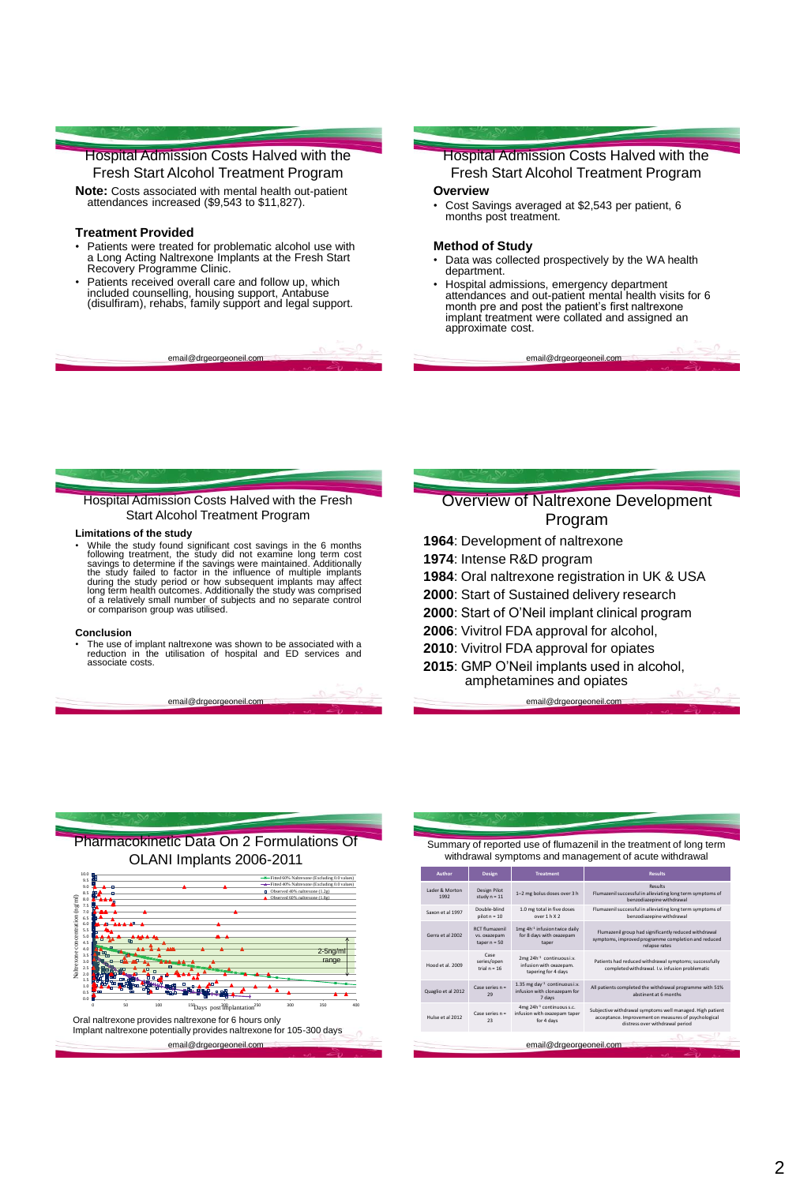## Hospital Admission Costs Halved with the Fresh Start Alcohol Treatment Program

**Note:** Costs associated with mental health out-patient attendances increased ($9,543 to $11,827).

**Treatment Provided**

- Patients were treated for problematic alcohol use with a Long Acting Naltrexone Implants at the Fresh Start Recovery Programme Clinic.
- Patients received overall care and follow up, which included counselling, housing support, Antabuse (disulfiram), rehabs, family support and legal support.

email@drgeorgeoneil.com

## Hospital Admission Costs Halved with the Fresh Start Alcohol Treatment Program

**Overview**

- Cost Savings averaged at $2,543 per patient, 6 months post treatment.

**Method of Study**

- Data was collected prospectively by the WA health department.
- Hospital admissions, emergency department attendances and out-patient mental health visits for 6 month pre and post the patient's first naltrexone implant treatment were collated and assigned an approximate cost.

email@drgeorgeoneil.com

## Hospital Admission Costs Halved with the Fresh Start Alcohol Treatment Program

**Limitations of the study**

- While the study found significant cost savings in the 6 months following treatment, the study did not examine long term cost savings to determine if the savings were maintained. Additionally the study failed to factor in the influence of multiple implants during the study period or how subsequent implants may affect long term health outcomes. Additionally the study was comprised of a relatively small number of subjects and no separate control or comparison group was utilised.

**Conclusion**

- The use of implant naltrexone was shown to be associated with a reduction in the utilisation of hospital and ED services and associate costs.

email@drgeorgeoneil.com

## Overview of Naltrexone Development Program

**1964**: Development of naltrexone
**1974**: Intense R&D program
**1984**: Oral naltrexone registration in UK & USA
**2000**: Start of Sustained delivery research
**2000**: Start of O'Neil implant clinical program
**2006**: Vivitrol FDA approval for alcohol,
**2010**: Vivitrol FDA approval for opiates
**2015**: GMP O'Neil implants used in alcohol, amphetamines and opiates

email@drgeorgeoneil.com

## Pharmacokinetic Data On 2 Formulations Of OLANI Implants 2006-2011

Oral naltrexone provides naltrexone for 6 hours only
Implant naltrexone potentially provides naltrexone for 105-300 days

email@drgeorgeoneil.com

## Summary of reported use of flumazenil in the treatment of long term withdrawal symptoms and management of acute withdrawal

| Author | Design | Treatment | Results |
|---|---|---|---|
| Lader & Morton 1992 | Design Pilot study n = 11 | 1–2 mg bolus doses over 3 h | Flumazenil successful in alleviating long term symptoms of benzodiazepine withdrawal |
| Saxon et al 1997 | Double-blind pilot n = 10 | 1.0 mg total in five doses over 1 h X 2 | Flumazenil successful in alleviating long term symptoms of benzodiazepine withdrawal |
| Gerra et al 2002 | RCT flumazenil vs. oxazepam taper n = 50 | 1mg 4h⁻¹ infusion twice daily for 8 days with oxazepam taper | Flumazenil group had significantly reduced withdrawal symptoms, improved programme completion and reduced relapse rates |
| Hood et al. 2009 | Case series/open trial n = 16 | 2mg 24h⁻¹ continuous i.v. infusion with oxazepam, tapering for 4 days | Patients had reduced withdrawal symptoms; successfully completed withdrawal. I.v. infusion problematic |
| Quaglio et al 2012 | Case series n = 29 | 1.35 mg day⁻¹ continuous i.v. infusion with clonazepam for 7 days | All patients completed the withdrawal programme with 51% abstinent at 6 months |
| Hulse et al 2012 | Case series n = 23 | 4mg 24h⁻¹ continuous s.c. infusion with oxazepam taper for 4 days | Subjective withdrawal symptoms well managed. High patient acceptance. Improvement on measures of psychological distress over withdrawal period |

email@drgeorgeoneil.com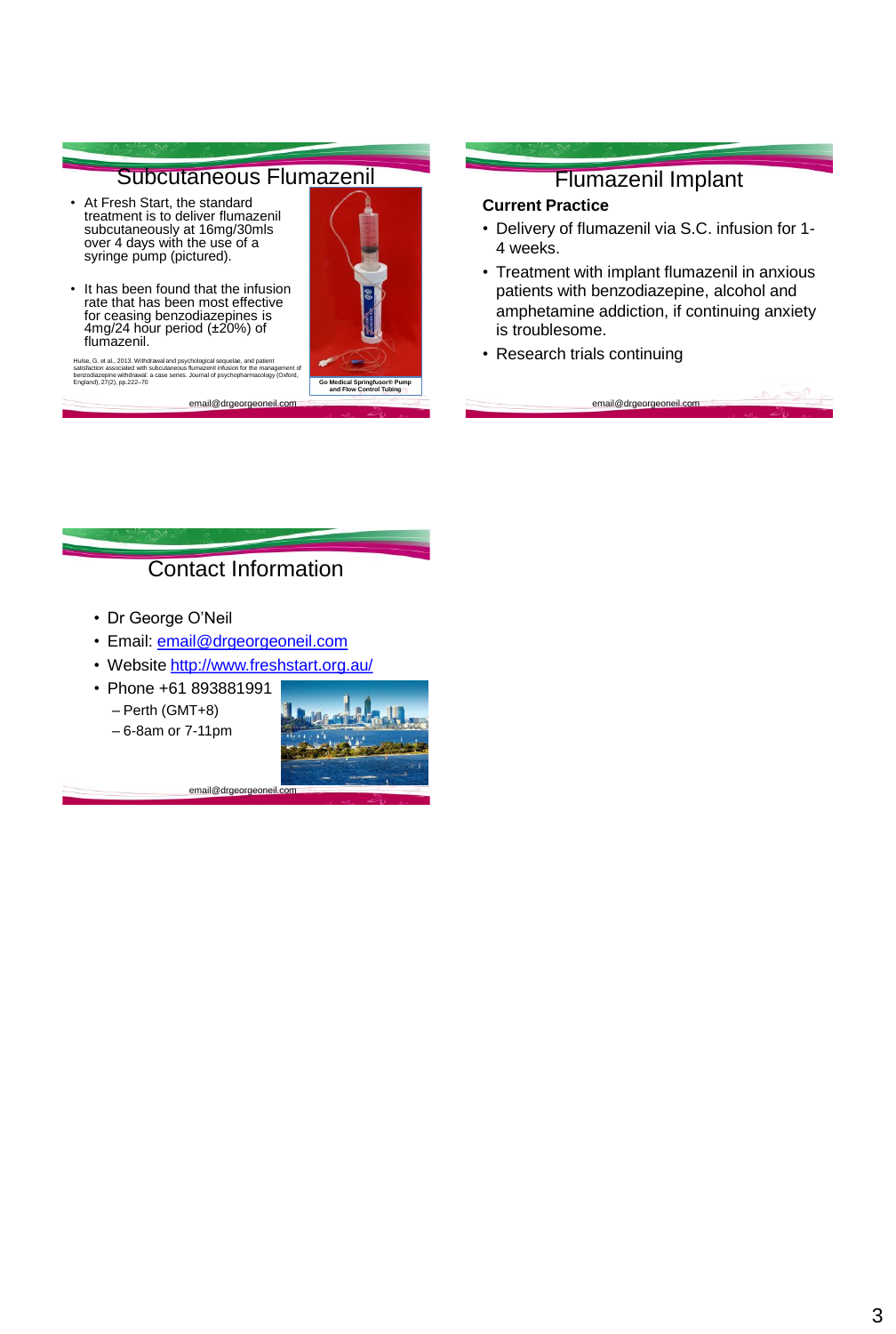## Subcutaneous Flumazenil

- At Fresh Start, the standard treatment is to deliver flumazenil subcutaneously at 16mg/30mls over 4 days with the use of a syringe pump (pictured).
- It has been found that the infusion rate that has been most effective for ceasing benzodiazepines is 4mg/24 hour period (±20%) of flumazenil.

Hulse, G. et al., 2013. Withdrawal and psychological sequelae, and patient satisfaction associated with subcutaneous flumazenil infusion for the management of benzodiazepine withdrawal: a case series. Journal of psychopharmacology (Oxford, England), 27(2), pp.222–70

Go Medical Springfusor® Pump and Flow Control Tubing

email@drgeorgeoneil.com

## Flumazenil Implant

**Current Practice**

- Delivery of flumazenil via S.C. infusion for 1-4 weeks.
- Treatment with implant flumazenil in anxious patients with benzodiazepine, alcohol and amphetamine addiction, if continuing anxiety is troublesome.
- Research trials continuing

email@drgeorgeoneil.com

## Contact Information

- Dr George O'Neil
- Email: email@drgeorgeoneil.com
- Website http://www.freshstart.org.au/
- Phone +61 893881991
  - Perth (GMT+8)
  - 6-8am or 7-11pm

email@drgeorgeoneil.com